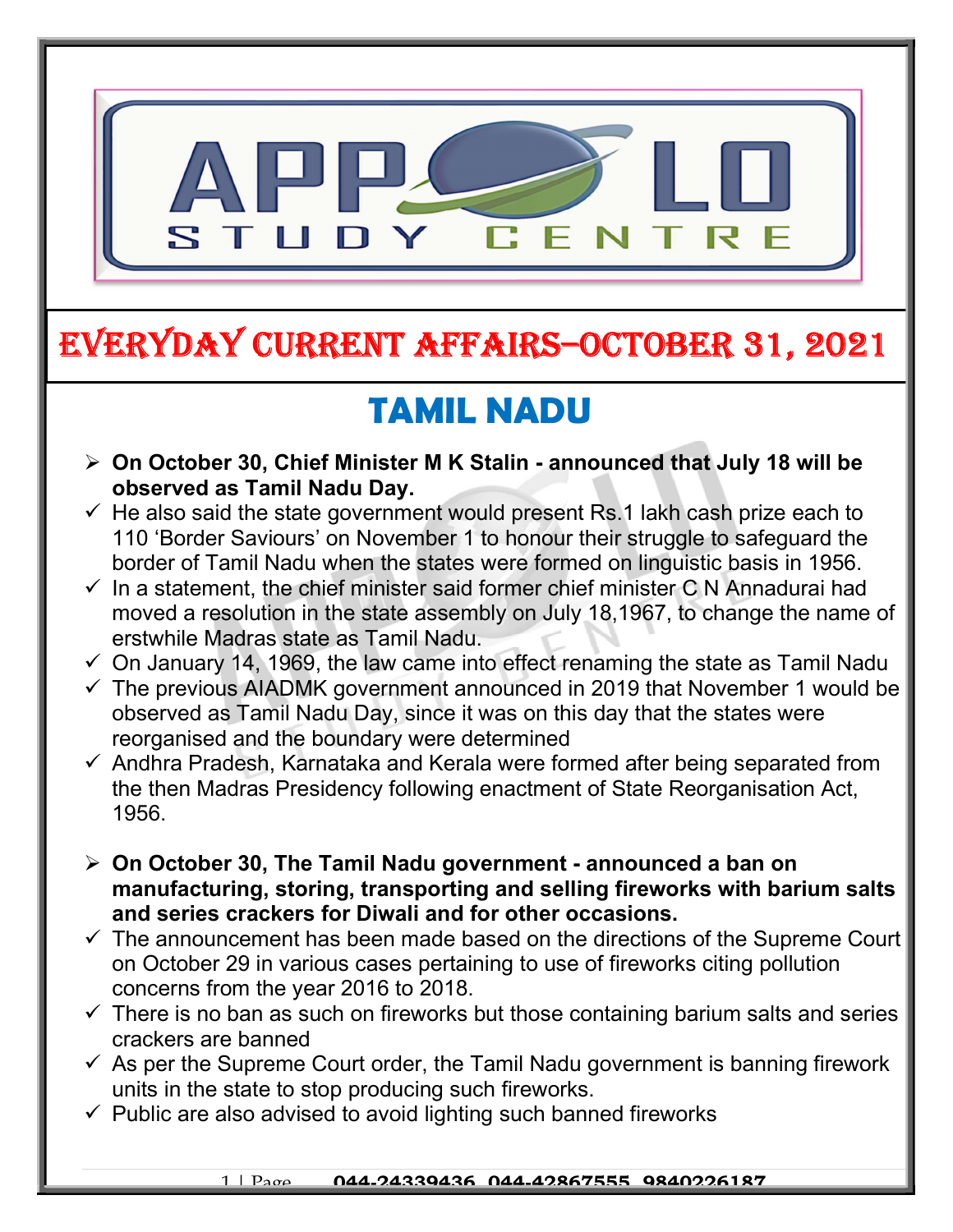# EVERYDAY CURRENT AFFAIRS–OCTOBER 31, 2021

## TAMIL NADU

- **On October 30, Chief Minister M K Stalin - announced that July 18 will be observed as Tamil Nadu Day.**
  - He also said the state government would present Rs.1 lakh cash prize each to 110 'Border Saviours' on November 1 to honour their struggle to safeguard the border of Tamil Nadu when the states were formed on linguistic basis in 1956.
  - In a statement, the chief minister said former chief minister C N Annadurai had moved a resolution in the state assembly on July 18,1967, to change the name of erstwhile Madras state as Tamil Nadu.
  - On January 14, 1969, the law came into effect renaming the state as Tamil Nadu
  - The previous AIADMK government announced in 2019 that November 1 would be observed as Tamil Nadu Day, since it was on this day that the states were reorganised and the boundary were determined
  - Andhra Pradesh, Karnataka and Kerala were formed after being separated from the then Madras Presidency following enactment of State Reorganisation Act, 1956.

- **On October 30, The Tamil Nadu government - announced a ban on manufacturing, storing, transporting and selling fireworks with barium salts and series crackers for Diwali and for other occasions.**
  - The announcement has been made based on the directions of the Supreme Court on October 29 in various cases pertaining to use of fireworks citing pollution concerns from the year 2016 to 2018.
  - There is no ban as such on fireworks but those containing barium salts and series crackers are banned
  - As per the Supreme Court order, the Tamil Nadu government is banning firework units in the state to stop producing such fireworks.
  - Public are also advised to avoid lighting such banned fireworks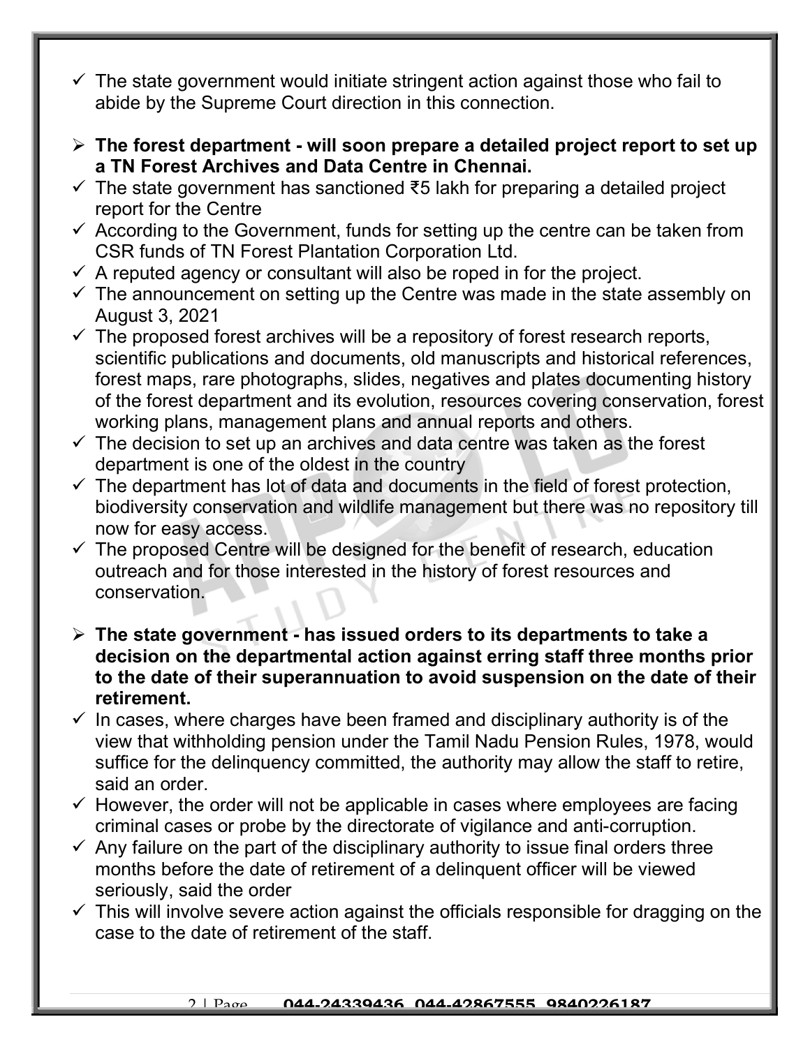- ✓ The state government would initiate stringent action against those who fail to abide by the Supreme Court direction in this connection.

- ➢ **The forest department - will soon prepare a detailed project report to set up a TN Forest Archives and Data Centre in Chennai.**
- ✓ The state government has sanctioned ₹5 lakh for preparing a detailed project report for the Centre
- ✓ According to the Government, funds for setting up the centre can be taken from CSR funds of TN Forest Plantation Corporation Ltd.
- ✓ A reputed agency or consultant will also be roped in for the project.
- ✓ The announcement on setting up the Centre was made in the state assembly on August 3, 2021
- ✓ The proposed forest archives will be a repository of forest research reports, scientific publications and documents, old manuscripts and historical references, forest maps, rare photographs, slides, negatives and plates documenting history of the forest department and its evolution, resources covering conservation, forest working plans, management plans and annual reports and others.
- ✓ The decision to set up an archives and data centre was taken as the forest department is one of the oldest in the country
- ✓ The department has lot of data and documents in the field of forest protection, biodiversity conservation and wildlife management but there was no repository till now for easy access.
- ✓ The proposed Centre will be designed for the benefit of research, education outreach and for those interested in the history of forest resources and conservation.

- ➢ **The state government - has issued orders to its departments to take a decision on the departmental action against erring staff three months prior to the date of their superannuation to avoid suspension on the date of their retirement.**
- ✓ In cases, where charges have been framed and disciplinary authority is of the view that withholding pension under the Tamil Nadu Pension Rules, 1978, would suffice for the delinquency committed, the authority may allow the staff to retire, said an order.
- ✓ However, the order will not be applicable in cases where employees are facing criminal cases or probe by the directorate of vigilance and anti-corruption.
- ✓ Any failure on the part of the disciplinary authority to issue final orders three months before the date of retirement of a delinquent officer will be viewed seriously, said the order
- ✓ This will involve severe action against the officials responsible for dragging on the case to the date of retirement of the staff.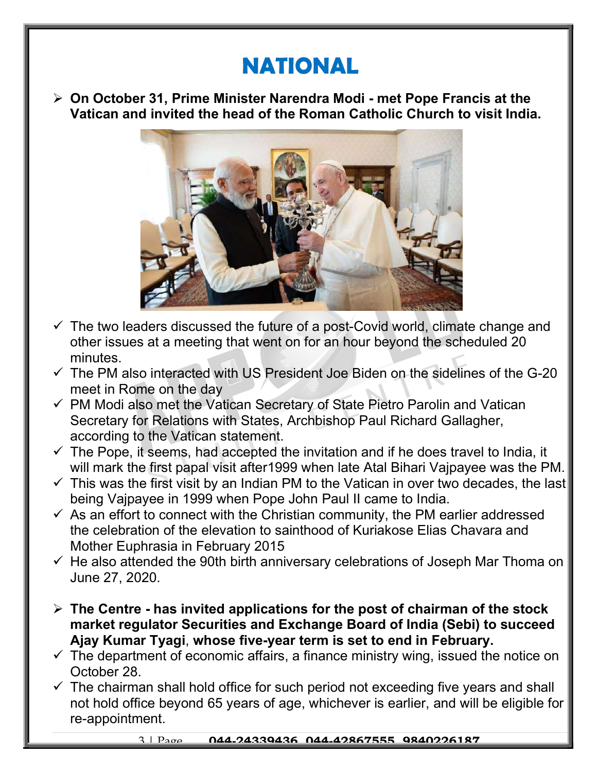# NATIONAL

- **On October 31, Prime Minister Narendra Modi - met Pope Francis at the Vatican and invited the head of the Roman Catholic Church to visit India.**

- ✓ The two leaders discussed the future of a post-Covid world, climate change and other issues at a meeting that went on for an hour beyond the scheduled 20 minutes.
- ✓ The PM also interacted with US President Joe Biden on the sidelines of the G-20 meet in Rome on the day
- ✓ PM Modi also met the Vatican Secretary of State Pietro Parolin and Vatican Secretary for Relations with States, Archbishop Paul Richard Gallagher, according to the Vatican statement.
- ✓ The Pope, it seems, had accepted the invitation and if he does travel to India, it will mark the first papal visit after1999 when late Atal Bihari Vajpayee was the PM.
- ✓ This was the first visit by an Indian PM to the Vatican in over two decades, the last being Vajpayee in 1999 when Pope John Paul II came to India.
- ✓ As an effort to connect with the Christian community, the PM earlier addressed the celebration of the elevation to sainthood of Kuriakose Elias Chavara and Mother Euphrasia in February 2015
- ✓ He also attended the 90th birth anniversary celebrations of Joseph Mar Thoma on June 27, 2020.

- **The Centre - has invited applications for the post of chairman of the stock market regulator Securities and Exchange Board of India (Sebi) to succeed Ajay Kumar Tyagi, whose five-year term is set to end in February.**
- ✓ The department of economic affairs, a finance ministry wing, issued the notice on October 28.
- ✓ The chairman shall hold office for such period not exceeding five years and shall not hold office beyond 65 years of age, whichever is earlier, and will be eligible for re-appointment.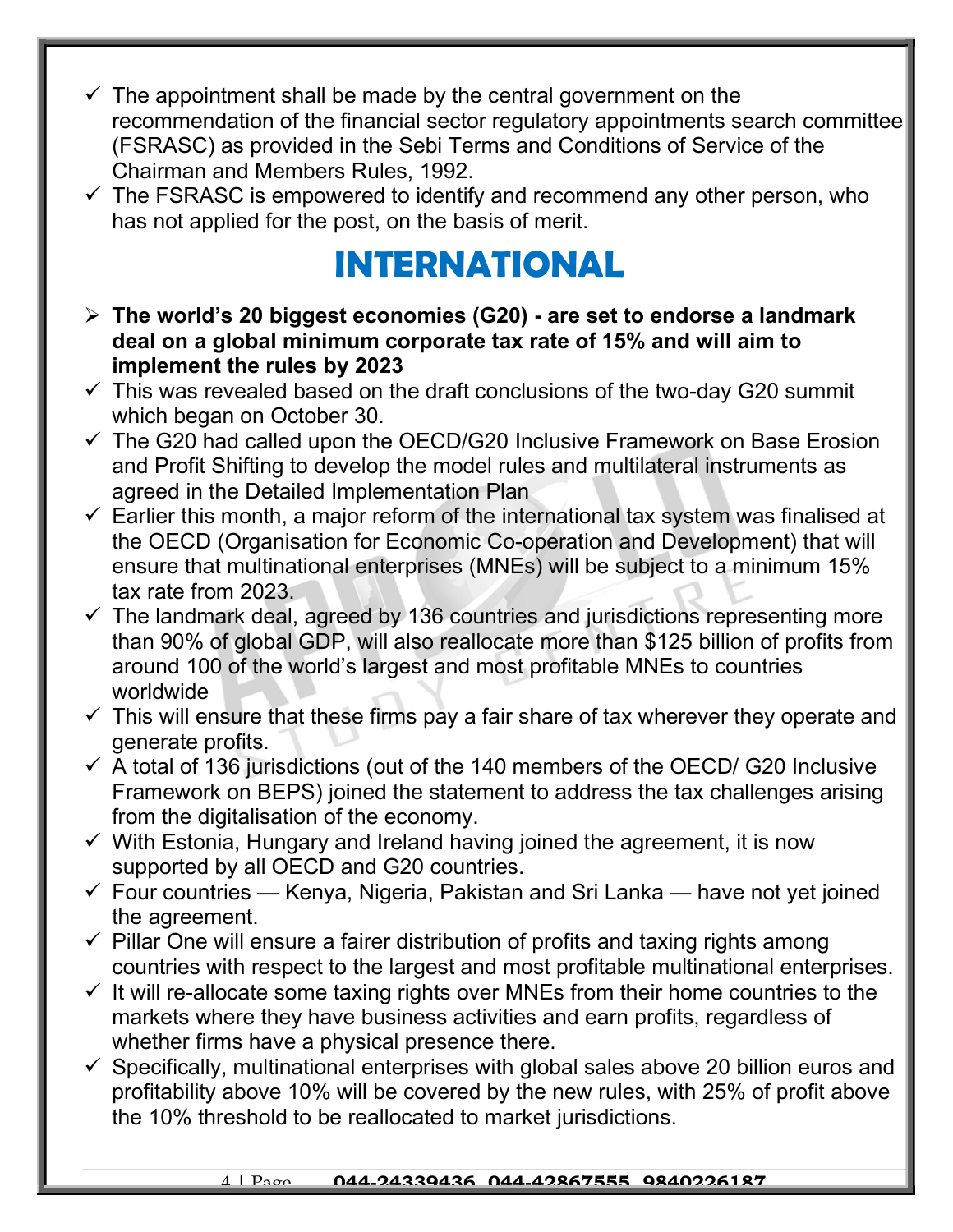- ✓ The appointment shall be made by the central government on the recommendation of the financial sector regulatory appointments search committee (FSRASC) as provided in the Sebi Terms and Conditions of Service of the Chairman and Members Rules, 1992.
- ✓ The FSRASC is empowered to identify and recommend any other person, who has not applied for the post, on the basis of merit.

# INTERNATIONAL

- ➢ **The world's 20 biggest economies (G20) - are set to endorse a landmark deal on a global minimum corporate tax rate of 15% and will aim to implement the rules by 2023**
- ✓ This was revealed based on the draft conclusions of the two-day G20 summit which began on October 30.
- ✓ The G20 had called upon the OECD/G20 Inclusive Framework on Base Erosion and Profit Shifting to develop the model rules and multilateral instruments as agreed in the Detailed Implementation Plan
- ✓ Earlier this month, a major reform of the international tax system was finalised at the OECD (Organisation for Economic Co-operation and Development) that will ensure that multinational enterprises (MNEs) will be subject to a minimum 15% tax rate from 2023.
- ✓ The landmark deal, agreed by 136 countries and jurisdictions representing more than 90% of global GDP, will also reallocate more than $125 billion of profits from around 100 of the world's largest and most profitable MNEs to countries worldwide
- ✓ This will ensure that these firms pay a fair share of tax wherever they operate and generate profits.
- ✓ A total of 136 jurisdictions (out of the 140 members of the OECD/ G20 Inclusive Framework on BEPS) joined the statement to address the tax challenges arising from the digitalisation of the economy.
- ✓ With Estonia, Hungary and Ireland having joined the agreement, it is now supported by all OECD and G20 countries.
- ✓ Four countries — Kenya, Nigeria, Pakistan and Sri Lanka — have not yet joined the agreement.
- ✓ Pillar One will ensure a fairer distribution of profits and taxing rights among countries with respect to the largest and most profitable multinational enterprises.
- ✓ It will re-allocate some taxing rights over MNEs from their home countries to the markets where they have business activities and earn profits, regardless of whether firms have a physical presence there.
- ✓ Specifically, multinational enterprises with global sales above 20 billion euros and profitability above 10% will be covered by the new rules, with 25% of profit above the 10% threshold to be reallocated to market jurisdictions.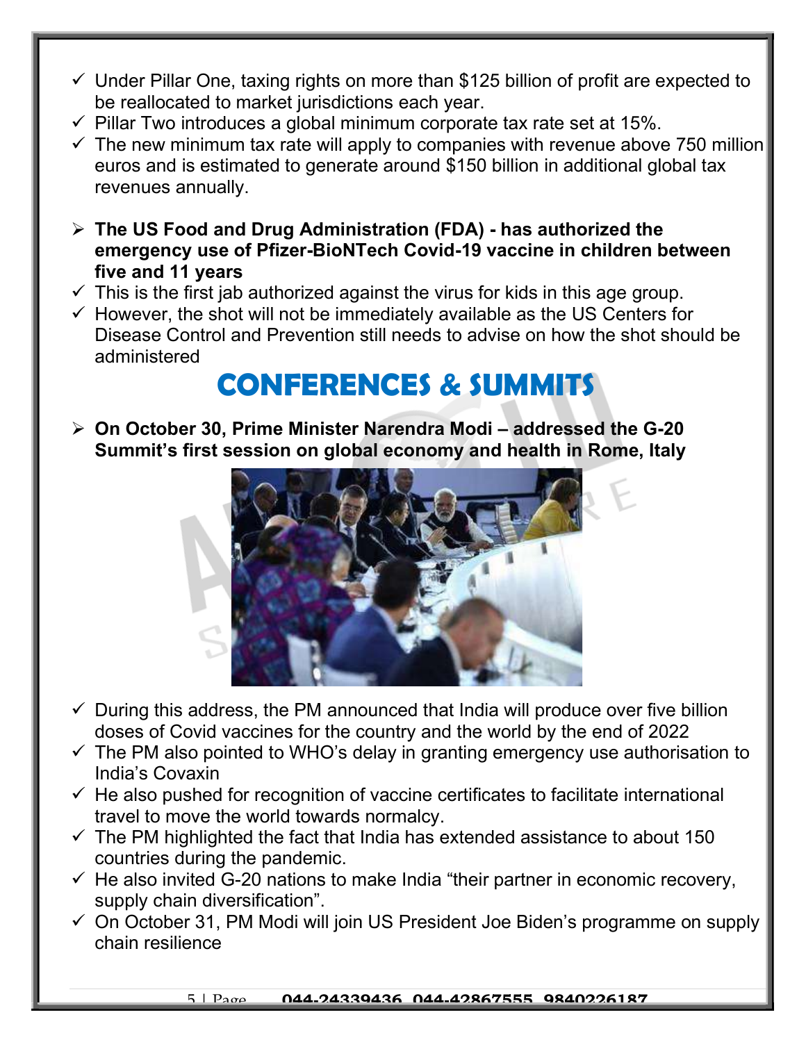- ✓ Under Pillar One, taxing rights on more than $125 billion of profit are expected to be reallocated to market jurisdictions each year.
- ✓ Pillar Two introduces a global minimum corporate tax rate set at 15%.
- ✓ The new minimum tax rate will apply to companies with revenue above 750 million euros and is estimated to generate around $150 billion in additional global tax revenues annually.

➢ **The US Food and Drug Administration (FDA) - has authorized the emergency use of Pfizer-BioNTech Covid-19 vaccine in children between five and 11 years**

- ✓ This is the first jab authorized against the virus for kids in this age group.
- ✓ However, the shot will not be immediately available as the US Centers for Disease Control and Prevention still needs to advise on how the shot should be administered

# CONFERENCES & SUMMITS

➢ **On October 30, Prime Minister Narendra Modi – addressed the G-20 Summit's first session on global economy and health in Rome, Italy**

- ✓ During this address, the PM announced that India will produce over five billion doses of Covid vaccines for the country and the world by the end of 2022
- ✓ The PM also pointed to WHO's delay in granting emergency use authorisation to India's Covaxin
- ✓ He also pushed for recognition of vaccine certificates to facilitate international travel to move the world towards normalcy.
- ✓ The PM highlighted the fact that India has extended assistance to about 150 countries during the pandemic.
- ✓ He also invited G-20 nations to make India "their partner in economic recovery, supply chain diversification".
- ✓ On October 31, PM Modi will join US President Joe Biden's programme on supply chain resilience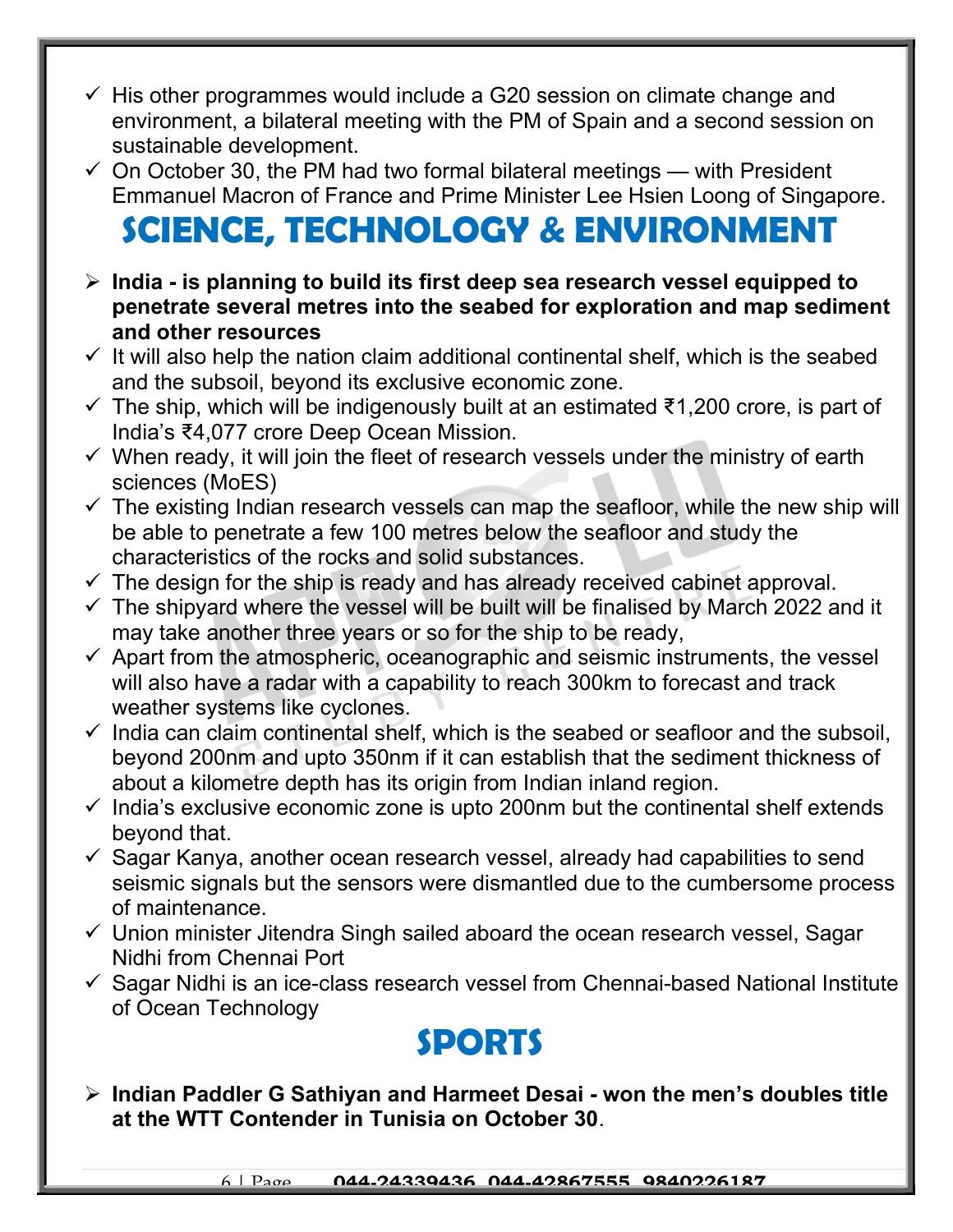- His other programmes would include a G20 session on climate change and environment, a bilateral meeting with the PM of Spain and a second session on sustainable development.
- On October 30, the PM had two formal bilateral meetings — with President Emmanuel Macron of France and Prime Minister Lee Hsien Loong of Singapore.

# SCIENCE, TECHNOLOGY & ENVIRONMENT

- **India - is planning to build its first deep sea research vessel equipped to penetrate several metres into the seabed for exploration and map sediment and other resources**
- It will also help the nation claim additional continental shelf, which is the seabed and the subsoil, beyond its exclusive economic zone.
- The ship, which will be indigenously built at an estimated ₹1,200 crore, is part of India's ₹4,077 crore Deep Ocean Mission.
- When ready, it will join the fleet of research vessels under the ministry of earth sciences (MoES)
- The existing Indian research vessels can map the seafloor, while the new ship will be able to penetrate a few 100 metres below the seafloor and study the characteristics of the rocks and solid substances.
- The design for the ship is ready and has already received cabinet approval.
- The shipyard where the vessel will be built will be finalised by March 2022 and it may take another three years or so for the ship to be ready,
- Apart from the atmospheric, oceanographic and seismic instruments, the vessel will also have a radar with a capability to reach 300km to forecast and track weather systems like cyclones.
- India can claim continental shelf, which is the seabed or seafloor and the subsoil, beyond 200nm and upto 350nm if it can establish that the sediment thickness of about a kilometre depth has its origin from Indian inland region.
- India's exclusive economic zone is upto 200nm but the continental shelf extends beyond that.
- Sagar Kanya, another ocean research vessel, already had capabilities to send seismic signals but the sensors were dismantled due to the cumbersome process of maintenance.
- Union minister Jitendra Singh sailed aboard the ocean research vessel, Sagar Nidhi from Chennai Port
- Sagar Nidhi is an ice-class research vessel from Chennai-based National Institute of Ocean Technology

# SPORTS

- **Indian Paddler G Sathiyan and Harmeet Desai - won the men's doubles title at the WTT Contender in Tunisia on October 30**.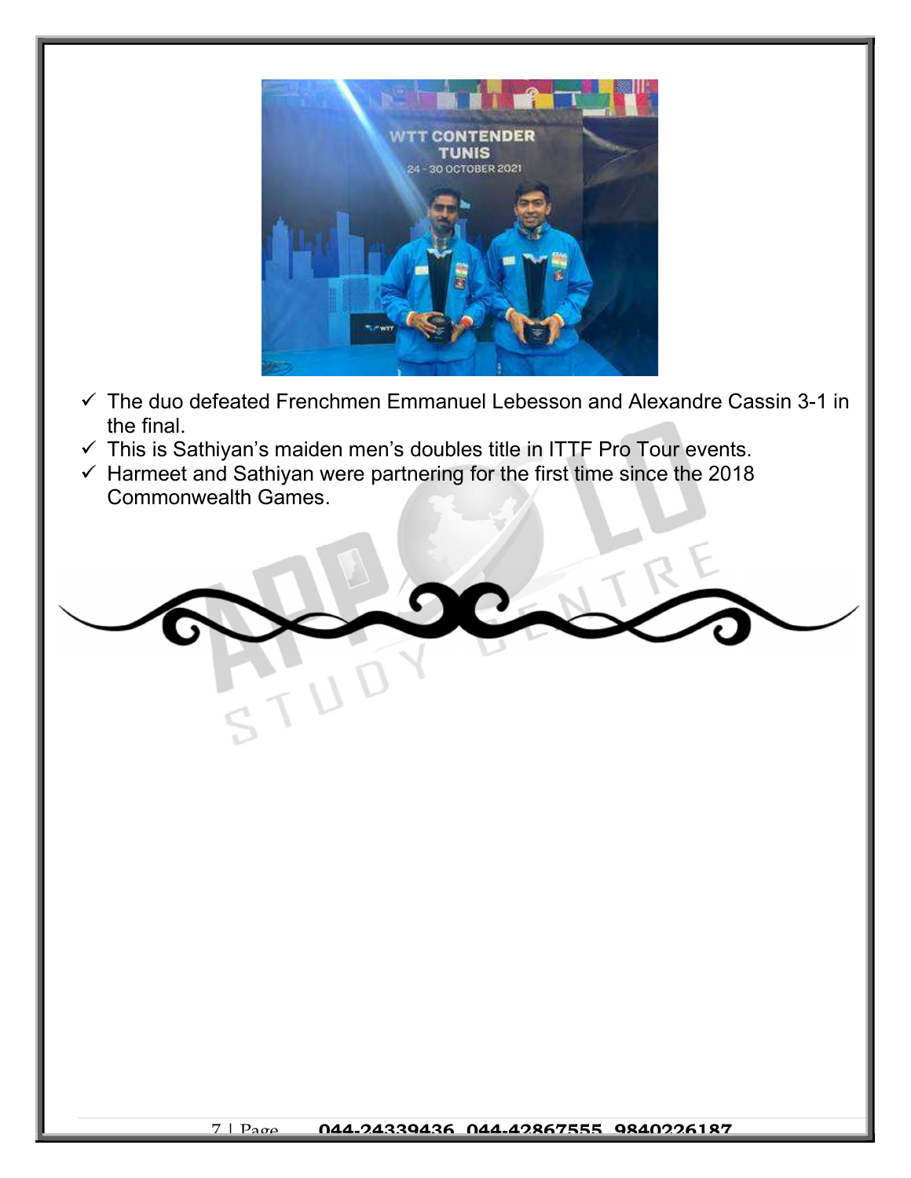- ✓ The duo defeated Frenchmen Emmanuel Lebesson and Alexandre Cassin 3-1 in the final.
- ✓ This is Sathiyan's maiden men's doubles title in ITTF Pro Tour events.
- ✓ Harmeet and Sathiyan were partnering for the first time since the 2018 Commonwealth Games.